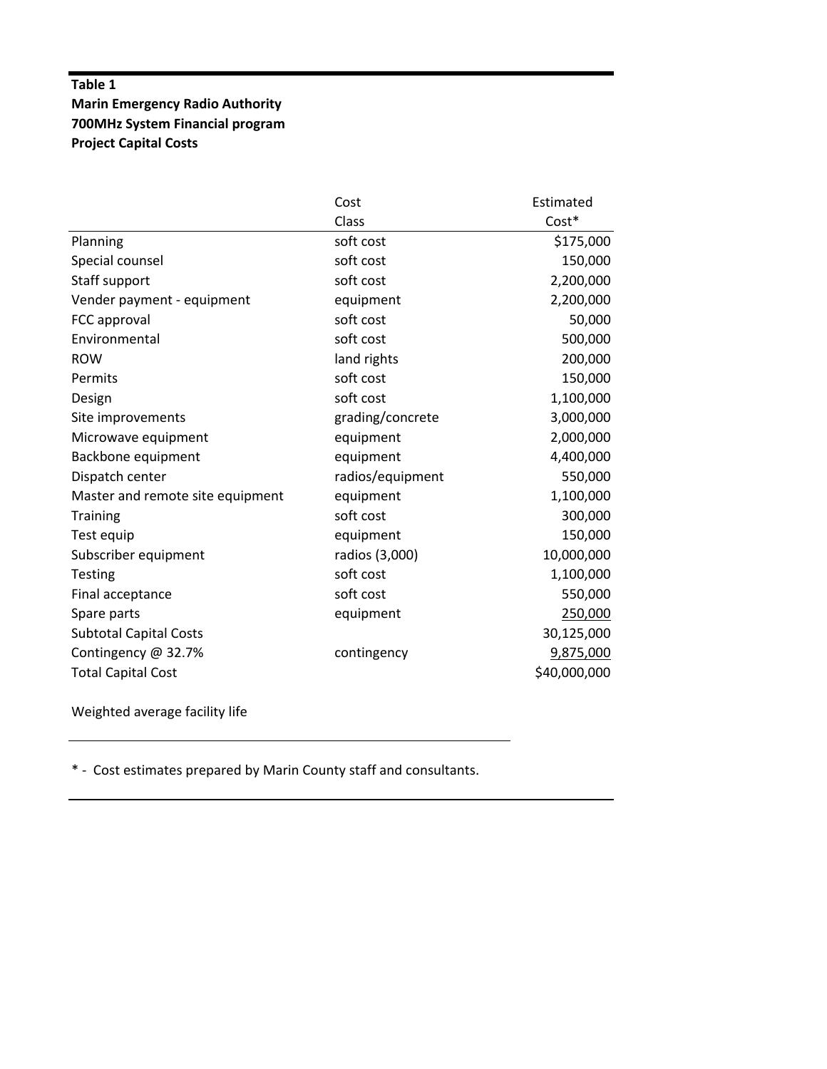**Table 1**
**Marin Emergency Radio Authority**
**700MHz System Financial program**
**Project Capital Costs**

| | Cost Class | Estimated Cost* |
|---|---|---|
| Planning | soft cost | $175,000 |
| Special counsel | soft cost | 150,000 |
| Staff support | soft cost | 2,200,000 |
| Vender payment - equipment | equipment | 2,200,000 |
| FCC approval | soft cost | 50,000 |
| Environmental | soft cost | 500,000 |
| ROW | land rights | 200,000 |
| Permits | soft cost | 150,000 |
| Design | soft cost | 1,100,000 |
| Site improvements | grading/concrete | 3,000,000 |
| Microwave equipment | equipment | 2,000,000 |
| Backbone equipment | equipment | 4,400,000 |
| Dispatch center | radios/equipment | 550,000 |
| Master and remote site equipment | equipment | 1,100,000 |
| Training | soft cost | 300,000 |
| Test equip | equipment | 150,000 |
| Subscriber equipment | radios (3,000) | 10,000,000 |
| Testing | soft cost | 1,100,000 |
| Final acceptance | soft cost | 550,000 |
| Spare parts | equipment | 250,000 |
| Subtotal Capital Costs | | 30,125,000 |
| Contingency @ 32.7% | contingency | 9,875,000 |
| Total Capital Cost | | $40,000,000 |

Weighted average facility life

* - Cost estimates prepared by Marin County staff and consultants.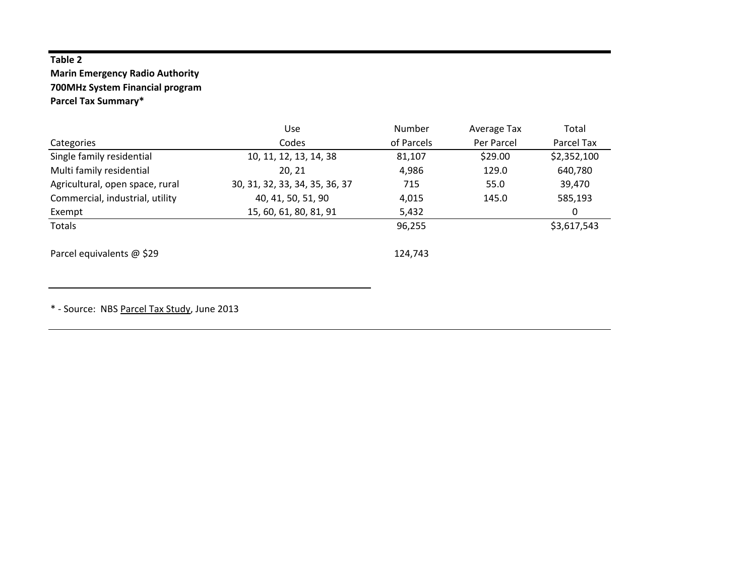**Table 2**
**Marin Emergency Radio Authority**
**700MHz System Financial program**
**Parcel Tax Summary***

| Categories | Use Codes | Number of Parcels | Average Tax Per Parcel | Total Parcel Tax |
|---|---|---|---|---|
| Single family residential | 10, 11, 12, 13, 14, 38 | 81,107 | $29.00 | $2,352,100 |
| Multi family residential | 20, 21 | 4,986 | 129.0 | 640,780 |
| Agricultural, open space, rural | 30, 31, 32, 33, 34, 35, 36, 37 | 715 | 55.0 | 39,470 |
| Commercial, industrial, utility | 40, 41, 50, 51, 90 | 4,015 | 145.0 | 585,193 |
| Exempt | 15, 60, 61, 80, 81, 91 | 5,432 | | 0 |
| Totals | | 96,255 | | $3,617,543 |
| | | | | |
| Parcel equivalents @ $29 | | 124,743 | | |

* - Source: NBS Parcel Tax Study, June 2013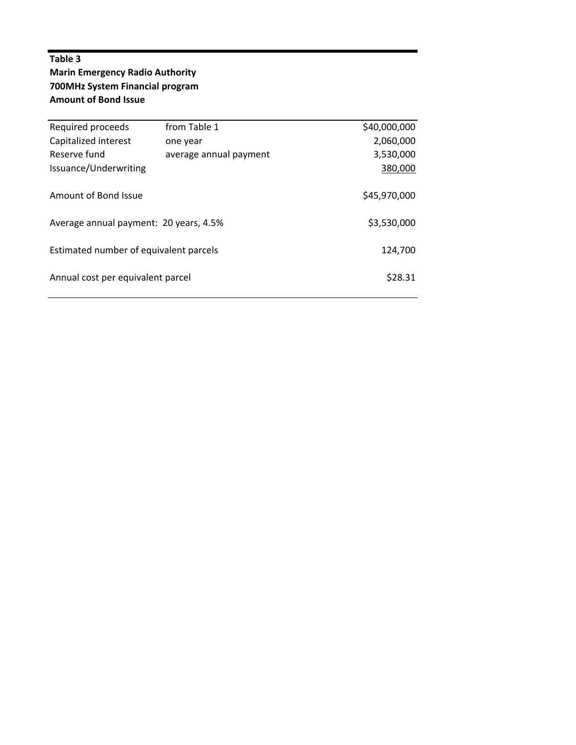**Table 3**
**Marin Emergency Radio Authority**
**700MHz System Financial program**
**Amount of Bond Issue**

| | | |
|---|---|---|
| Required proceeds | from Table 1 | \$40,000,000 |
| Capitalized interest | one year | 2,060,000 |
| Reserve fund | average annual payment | 3,530,000 |
| Issuance/Underwriting | | 380,000 |
| Amount of Bond Issue | | \$45,970,000 |
| Average annual payment: 20 years, 4.5% | | \$3,530,000 |
| Estimated number of equivalent parcels | | 124,700 |
| Annual cost per equivalent parcel | | \$28.31 |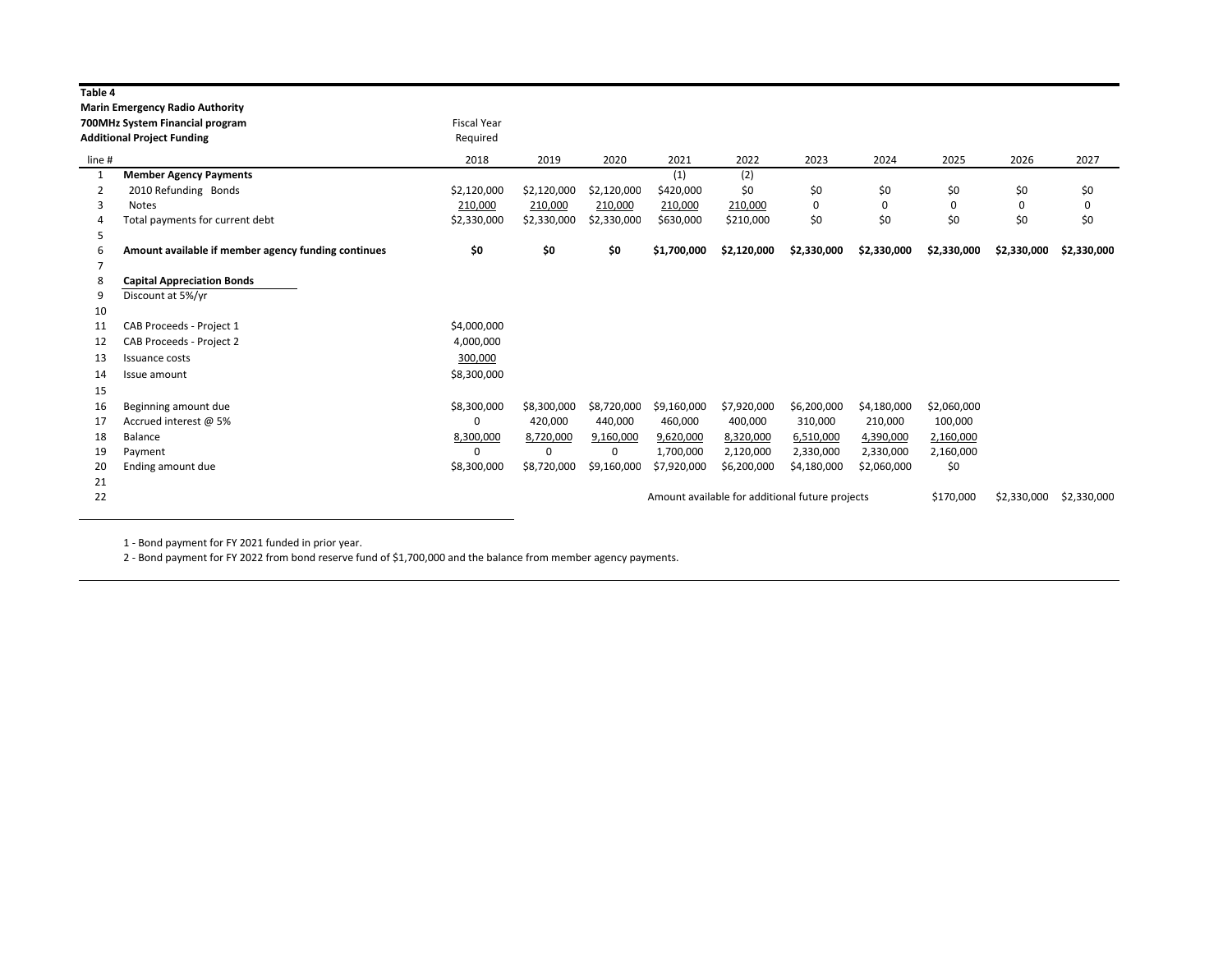**Table 4**
**Marin Emergency Radio Authority**
**700MHz System Financial program**
**Additional Project Funding**

| line # | | Fiscal Year Required 2018 | 2019 | 2020 | 2021 | 2022 | 2023 | 2024 | 2025 | 2026 | 2027 |
|---|---|---|---|---|---|---|---|---|---|---|---|
| 1 | **Member Agency Payments** | | | | (1) | (2) | | | | | |
| 2 | 2010 Refunding Bonds | $2,120,000 | $2,120,000 | $2,120,000 | $420,000 | $0 | $0 | $0 | $0 | $0 | $0 |
| 3 | Notes | 210,000 | 210,000 | 210,000 | 210,000 | 210,000 | 0 | 0 | 0 | 0 | 0 |
| 4 | Total payments for current debt | $2,330,000 | $2,330,000 | $2,330,000 | $630,000 | $210,000 | $0 | $0 | $0 | $0 | $0 |
| 5 | | | | | | | | | | | |
| 6 | **Amount available if member agency funding continues** | **$0** | **$0** | **$0** | **$1,700,000** | **$2,120,000** | **$2,330,000** | **$2,330,000** | **$2,330,000** | **$2,330,000** | **$2,330,000** |
| 7 | | | | | | | | | | | |
| 8 | **Capital Appreciation Bonds** | | | | | | | | | | |
| 9 | Discount at 5%/yr | | | | | | | | | | |
| 10 | | | | | | | | | | | |
| 11 | CAB Proceeds - Project 1 | $4,000,000 | | | | | | | | | |
| 12 | CAB Proceeds - Project 2 | 4,000,000 | | | | | | | | | |
| 13 | Issuance costs | 300,000 | | | | | | | | | |
| 14 | Issue amount | $8,300,000 | | | | | | | | | |
| 15 | | | | | | | | | | | |
| 16 | Beginning amount due | $8,300,000 | $8,300,000 | $8,720,000 | $9,160,000 | $7,920,000 | $6,200,000 | $4,180,000 | $2,060,000 | | |
| 17 | Accrued interest @ 5% | 0 | 420,000 | 440,000 | 460,000 | 400,000 | 310,000 | 210,000 | 100,000 | | |
| 18 | Balance | 8,300,000 | 8,720,000 | 9,160,000 | 9,620,000 | 8,320,000 | 6,510,000 | 4,390,000 | 2,160,000 | | |
| 19 | Payment | 0 | 0 | 0 | 1,700,000 | 2,120,000 | 2,330,000 | 2,330,000 | 2,160,000 | | |
| 20 | Ending amount due | $8,300,000 | $8,720,000 | $9,160,000 | $7,920,000 | $6,200,000 | $4,180,000 | $2,060,000 | $0 | | |
| 21 | | | | | | | | | | | |
| 22 | | | | | Amount available for additional future projects | | | | $170,000 | $2,330,000 | $2,330,000 |

1 - Bond payment for FY 2021 funded in prior year.

2 - Bond payment for FY 2022 from bond reserve fund of $1,700,000 and the balance from member agency payments.